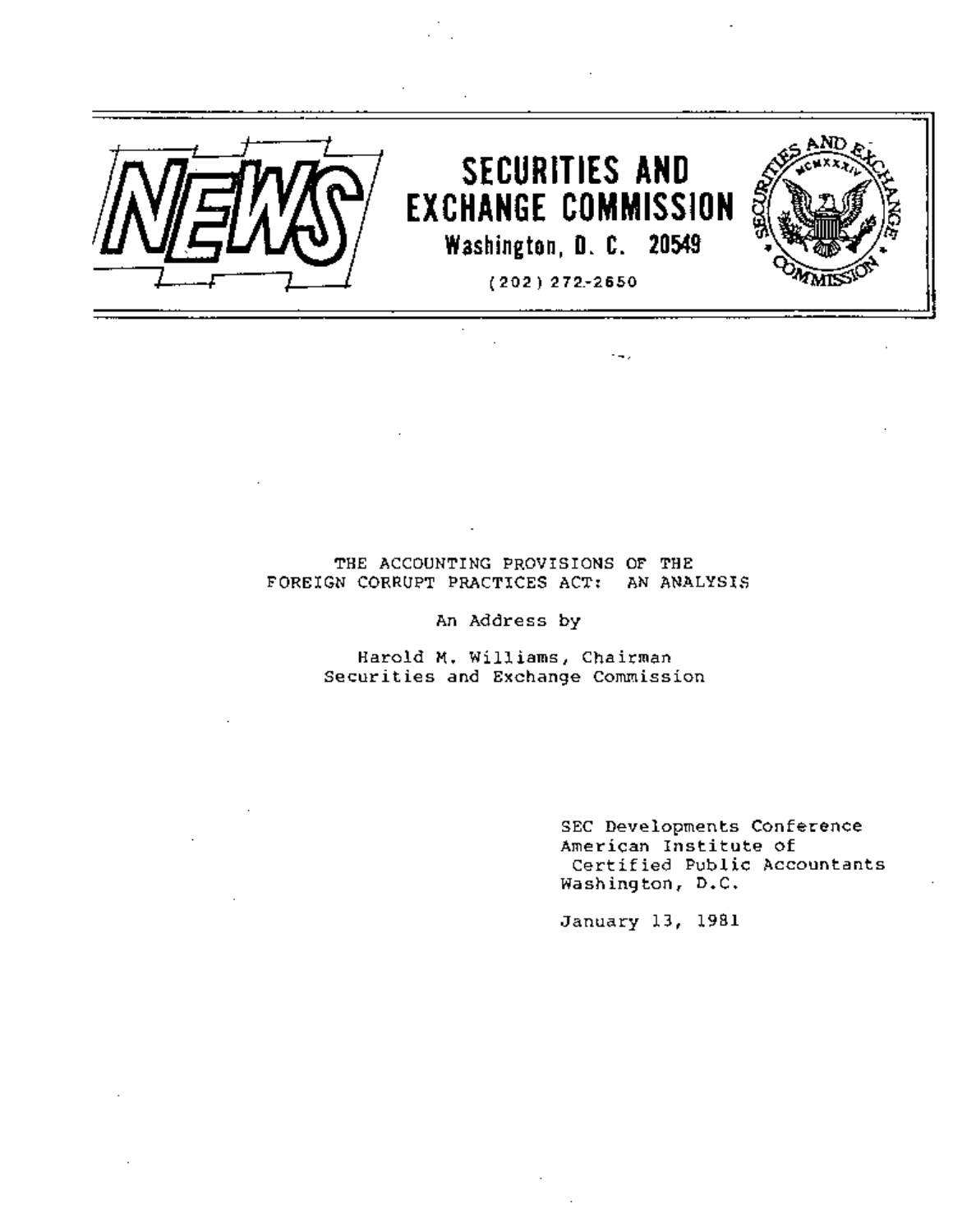**NEWS**

# SECURITIES AND EXCHANGE COMMISSION

**Washington, D. C. 20549**

(202) 272-2650

THE ACCOUNTING PROVISIONS OF THE
FOREIGN CORRUPT PRACTICES ACT: AN ANALYSIS

An Address by

Harold M. Williams, Chairman
Securities and Exchange Commission

SEC Developments Conference
American Institute of
Certified Public Accountants
Washington, D.C.

January 13, 1981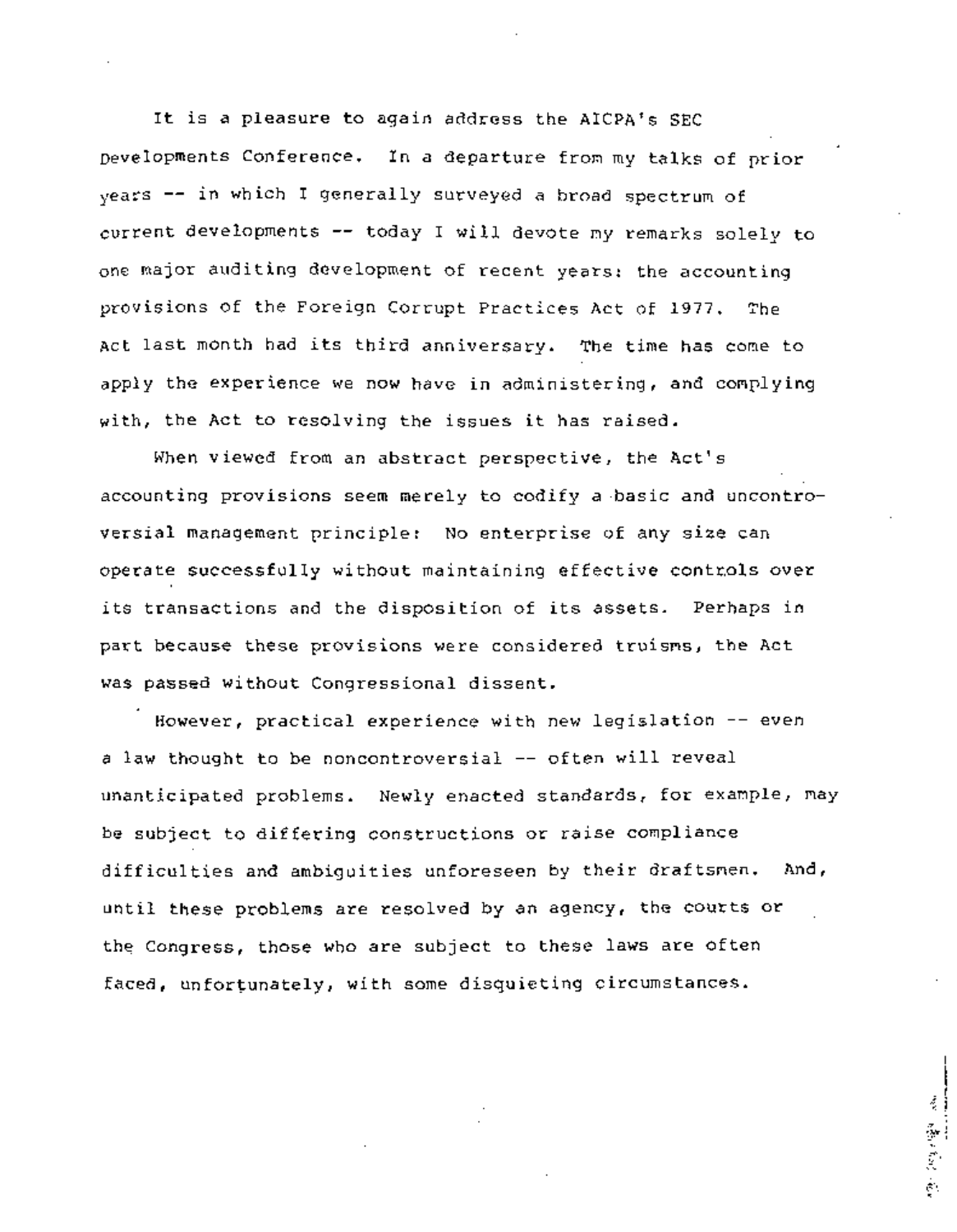It is a pleasure to again address the AICPA's SEC Developments Conference. In a departure from my talks of prior years -- in which I generally surveyed a broad spectrum of current developments -- today I will devote my remarks solely to one major auditing development of recent years: the accounting provisions of the Foreign Corrupt Practices Act of 1977. The Act last month had its third anniversary. The time has come to apply the experience we now have in administering, and complying with, the Act to resolving the issues it has raised.

When viewed from an abstract perspective, the Act's accounting provisions seem merely to codify a basic and uncontroversial management principle: No enterprise of any size can operate successfully without maintaining effective controls over its transactions and the disposition of its assets. Perhaps in part because these provisions were considered truisms, the Act was passed without Congressional dissent.

However, practical experience with new legislation -- even a law thought to be noncontroversial -- often will reveal unanticipated problems. Newly enacted standards, for example, may be subject to differing constructions or raise compliance difficulties and ambiguities unforeseen by their draftsmen. And, until these problems are resolved by an agency, the courts or the Congress, those who are subject to these laws are often faced, unfortunately, with some disquieting circumstances.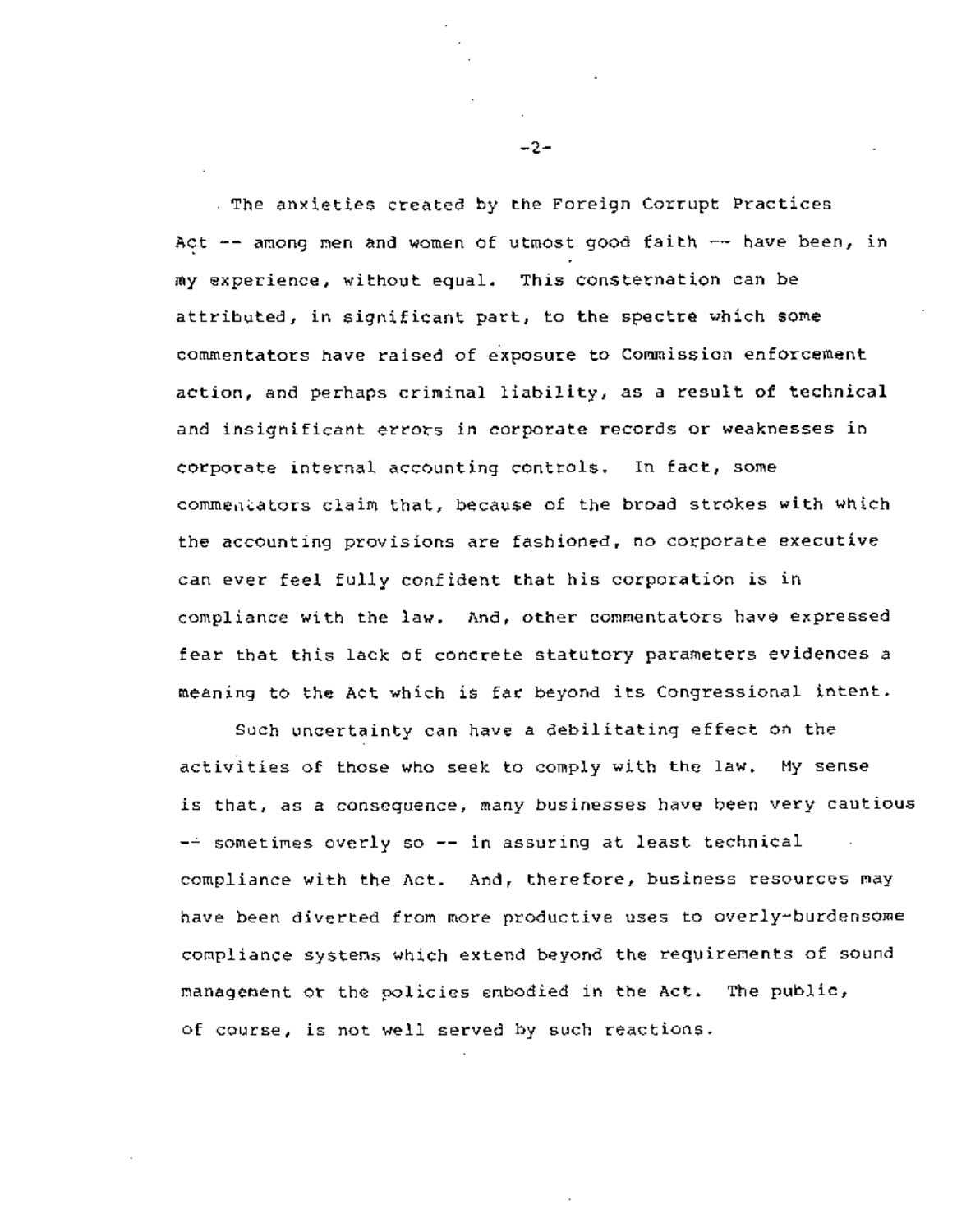The anxieties created by the Foreign Corrupt Practices Act -- among men and women of utmost good faith -- have been, in my experience, without equal. This consternation can be attributed, in significant part, to the spectre which some commentators have raised of exposure to Commission enforcement action, and perhaps criminal liability, as a result of technical and insignificant errors in corporate records or weaknesses in corporate internal accounting controls. In fact, some commentators claim that, because of the broad strokes with which the accounting provisions are fashioned, no corporate executive can ever feel fully confident that his corporation is in compliance with the law. And, other commentators have expressed fear that this lack of concrete statutory parameters evidences a meaning to the Act which is far beyond its Congressional intent.

Such uncertainty can have a debilitating effect on the activities of those who seek to comply with the law. My sense is that, as a consequence, many businesses have been very cautious -- sometimes overly so -- in assuring at least technical compliance with the Act. And, therefore, business resources may have been diverted from more productive uses to overly-burdensome compliance systems which extend beyond the requirements of sound management or the policies embodied in the Act. The public, of course, is not well served by such reactions.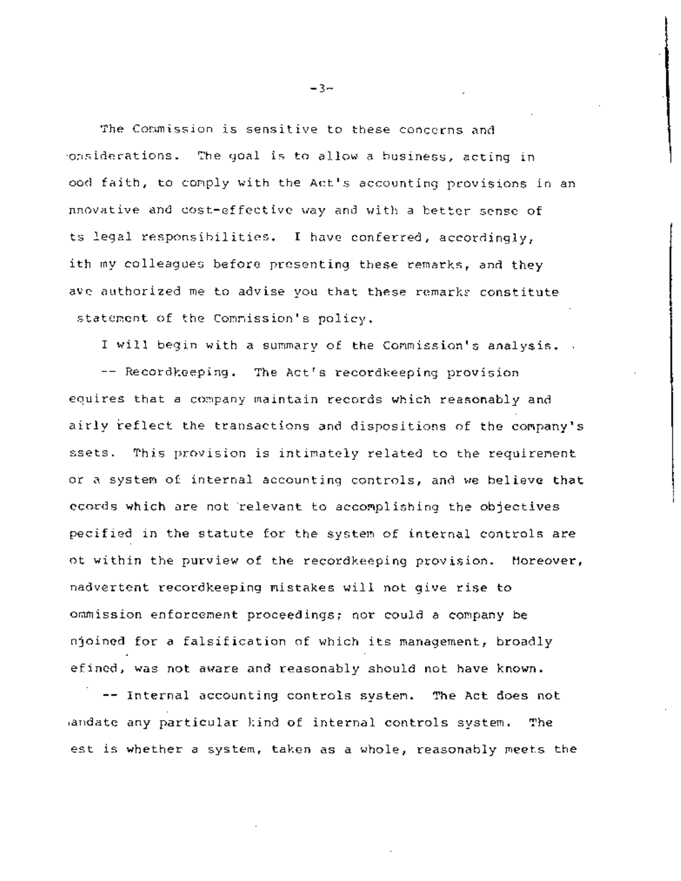The Commission is sensitive to these concerns and onsiderations. The goal is to allow a business, acting in ood faith, to comply with the Act's accounting provisions in an nnovative and cost-effective way and with a better sense of ts legal responsibilities. I have conferred, accordingly, ith my colleagues before presenting these remarks, and they ave authorized me to advise you that these remarks constitute statement of the Commission's policy.

I will begin with a summary of the Commission's analysis.

-- Recordkeeping. The Act's recordkeeping provision equires that a company maintain records which reasonably and airly reflect the transactions and dispositions of the company's ssets. This provision is intimately related to the requirement or a system of internal accounting controls, and we believe that ecords which are not relevant to accomplishing the objectives pecified in the statute for the system of internal controls are ot within the purview of the recordkeeping provision. Moreover, nadvertent recordkeeping mistakes will not give rise to ommission enforcement proceedings; nor could a company be njoined for a falsification of which its management, broadly efined, was not aware and reasonably should not have known.

-- Internal accounting controls system. The Act does not andate any particular kind of internal controls system. The est is whether a system, taken as a whole, reasonably meets the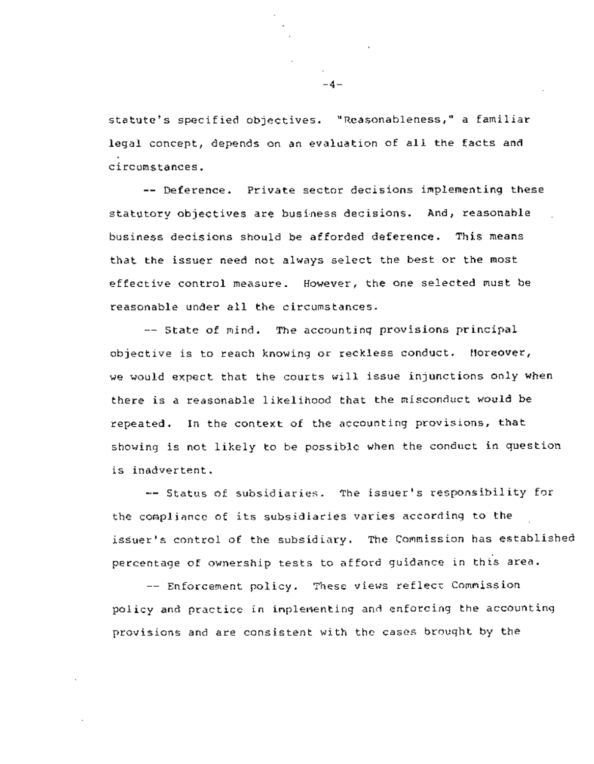statute's specified objectives. "Reasonableness," a familiar legal concept, depends on an evaluation of all the facts and circumstances.

-- Deference. Private sector decisions implementing these statutory objectives are business decisions. And, reasonable business decisions should be afforded deference. This means that the issuer need not always select the best or the most effective control measure. However, the one selected must be reasonable under all the circumstances.

-- State of mind. The accounting provisions principal objective is to reach knowing or reckless conduct. Moreover, we would expect that the courts will issue injunctions only when there is a reasonable likelihood that the misconduct would be repeated. In the context of the accounting provisions, that showing is not likely to be possible when the conduct in question is inadvertent.

-- Status of subsidiaries. The issuer's responsibility for the compliance of its subsidiaries varies according to the issuer's control of the subsidiary. The Commission has established percentage of ownership tests to afford guidance in this area.

-- Enforcement policy. These views reflect Commission policy and practice in implementing and enforcing the accounting provisions and are consistent with the cases brought by the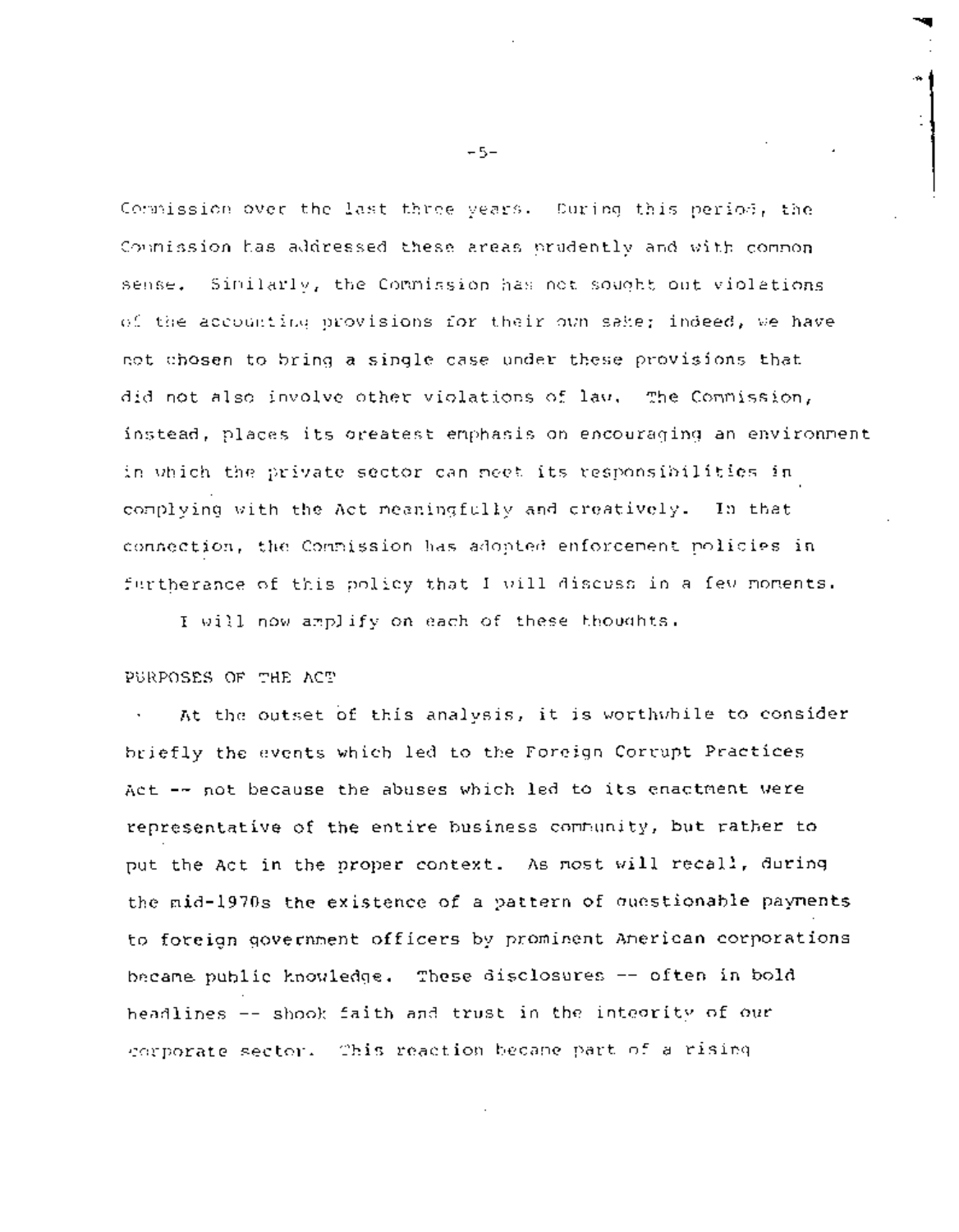Commission over the last three years. During this period, the Commission has addressed these areas prudently and with common sense. Similarly, the Commission has not sought out violations of the accounting provisions for their own sake; indeed, we have not chosen to bring a single case under these provisions that did not also involve other violations of law. The Commission, instead, places its greatest emphasis on encouraging an environment in which the private sector can meet its responsibilities in complying with the Act meaningfully and creatively. In that connection, the Commission has adopted enforcement policies in furtherance of this policy that I will discuss in a few moments.

I will now amplify on each of these thoughts.

## PURPOSES OF THE ACT

At the outset of this analysis, it is worthwhile to consider briefly the events which led to the Foreign Corrupt Practices Act -- not because the abuses which led to its enactment were representative of the entire business community, but rather to put the Act in the proper context. As most will recall, during the mid-1970s the existence of a pattern of questionable payments to foreign government officers by prominent American corporations became public knowledge. These disclosures -- often in bold headlines -- shook faith and trust in the integrity of our corporate sector. This reaction became part of a rising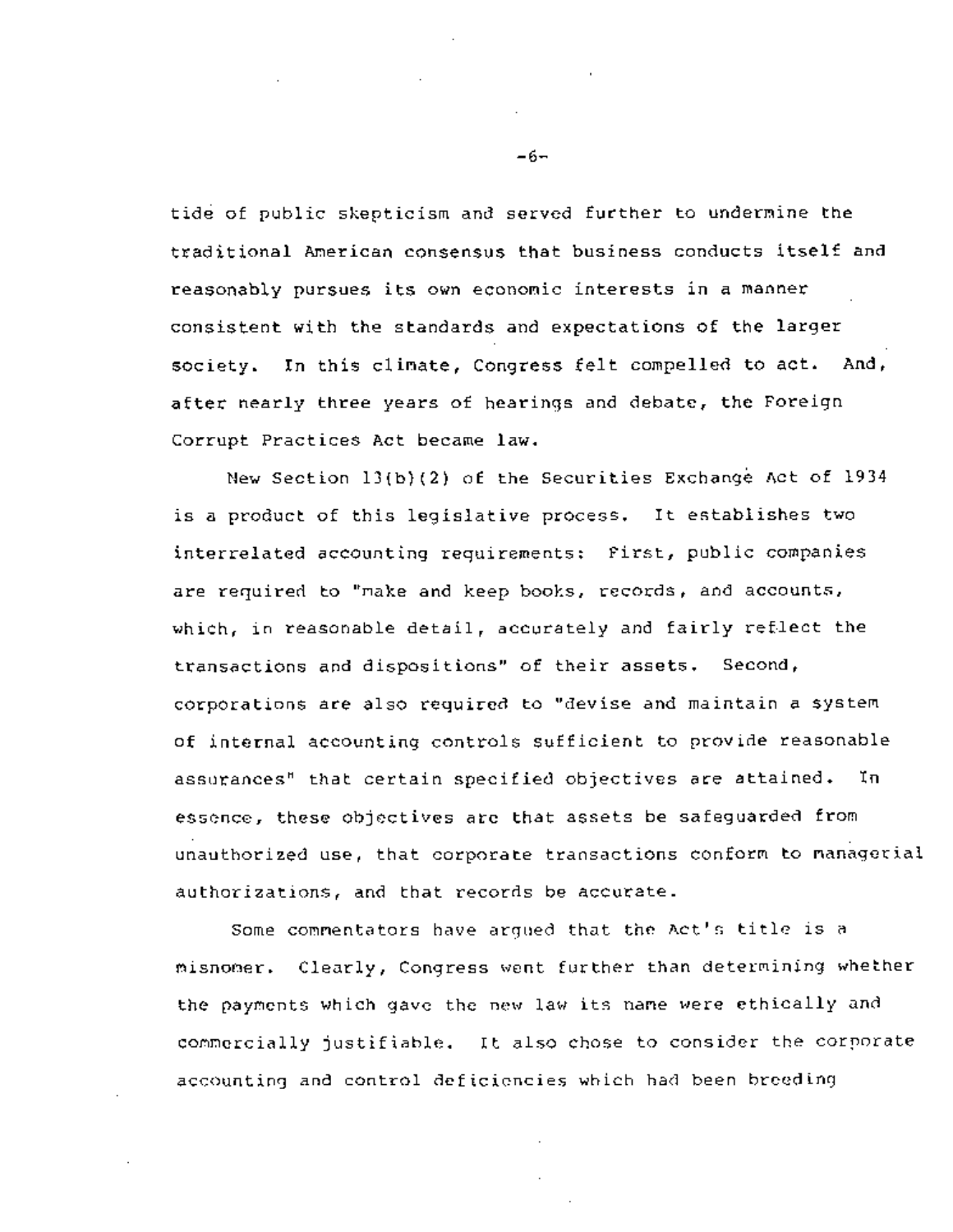tide of public skepticism and served further to undermine the traditional American consensus that business conducts itself and reasonably pursues its own economic interests in a manner consistent with the standards and expectations of the larger society. In this climate, Congress felt compelled to act. And, after nearly three years of hearings and debate, the Foreign Corrupt Practices Act became law.

New Section 13(b)(2) of the Securities Exchange Act of 1934 is a product of this legislative process. It establishes two interrelated accounting requirements: First, public companies are required to "make and keep books, records, and accounts, which, in reasonable detail, accurately and fairly reflect the transactions and dispositions" of their assets. Second, corporations are also required to "devise and maintain a system of internal accounting controls sufficient to provide reasonable assurances" that certain specified objectives are attained. In essence, these objectives are that assets be safeguarded from unauthorized use, that corporate transactions conform to managerial authorizations, and that records be accurate.

Some commentators have argued that the Act's title is a misnomer. Clearly, Congress went further than determining whether the payments which gave the new law its name were ethically and commercially justifiable. It also chose to consider the corporate accounting and control deficiencies which had been breeding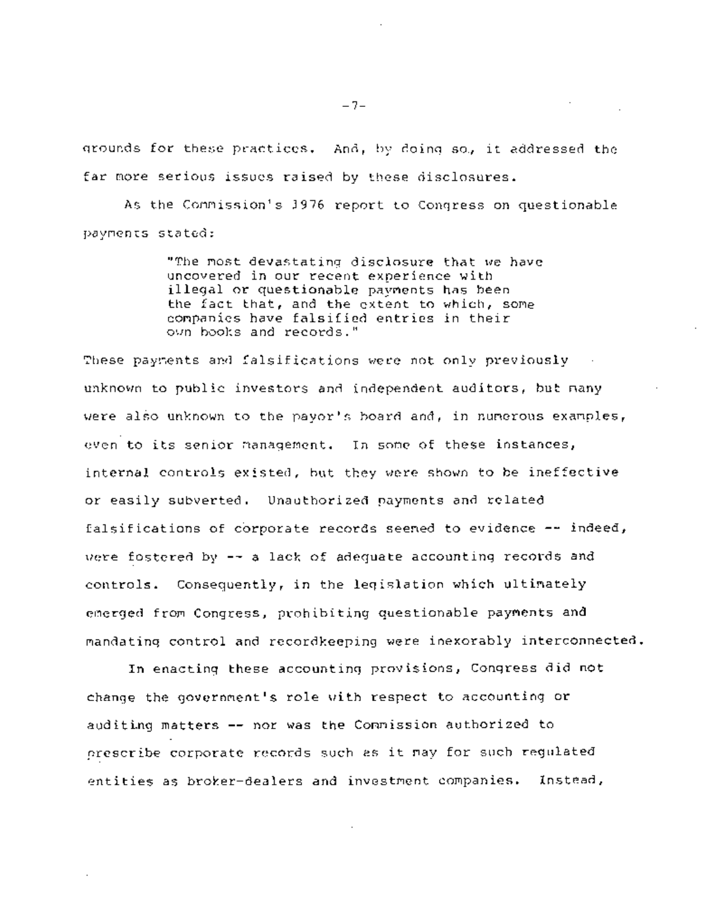grounds for these practices. And, by doing so, it addressed the far more serious issues raised by these disclosures.

As the Commission's 1976 report to Congress on questionable payments stated:

> "The most devastating disclosure that we have uncovered in our recent experience with illegal or questionable payments has been the fact that, and the extent to which, some companies have falsified entries in their own books and records."

These payments and falsifications were not only previously unknown to public investors and independent auditors, but many were also unknown to the payor's board and, in numerous examples, even to its senior management. In some of these instances, internal controls existed, but they were shown to be ineffective or easily subverted. Unauthorized payments and related falsifications of corporate records seemed to evidence -- indeed, were fostered by -- a lack of adequate accounting records and controls. Consequently, in the legislation which ultimately emerged from Congress, prohibiting questionable payments and mandating control and recordkeeping were inexorably interconnected.

In enacting these accounting provisions, Congress did not change the government's role with respect to accounting or auditing matters -- nor was the Commission authorized to prescribe corporate records such as it may for such regulated entities as broker-dealers and investment companies. Instead,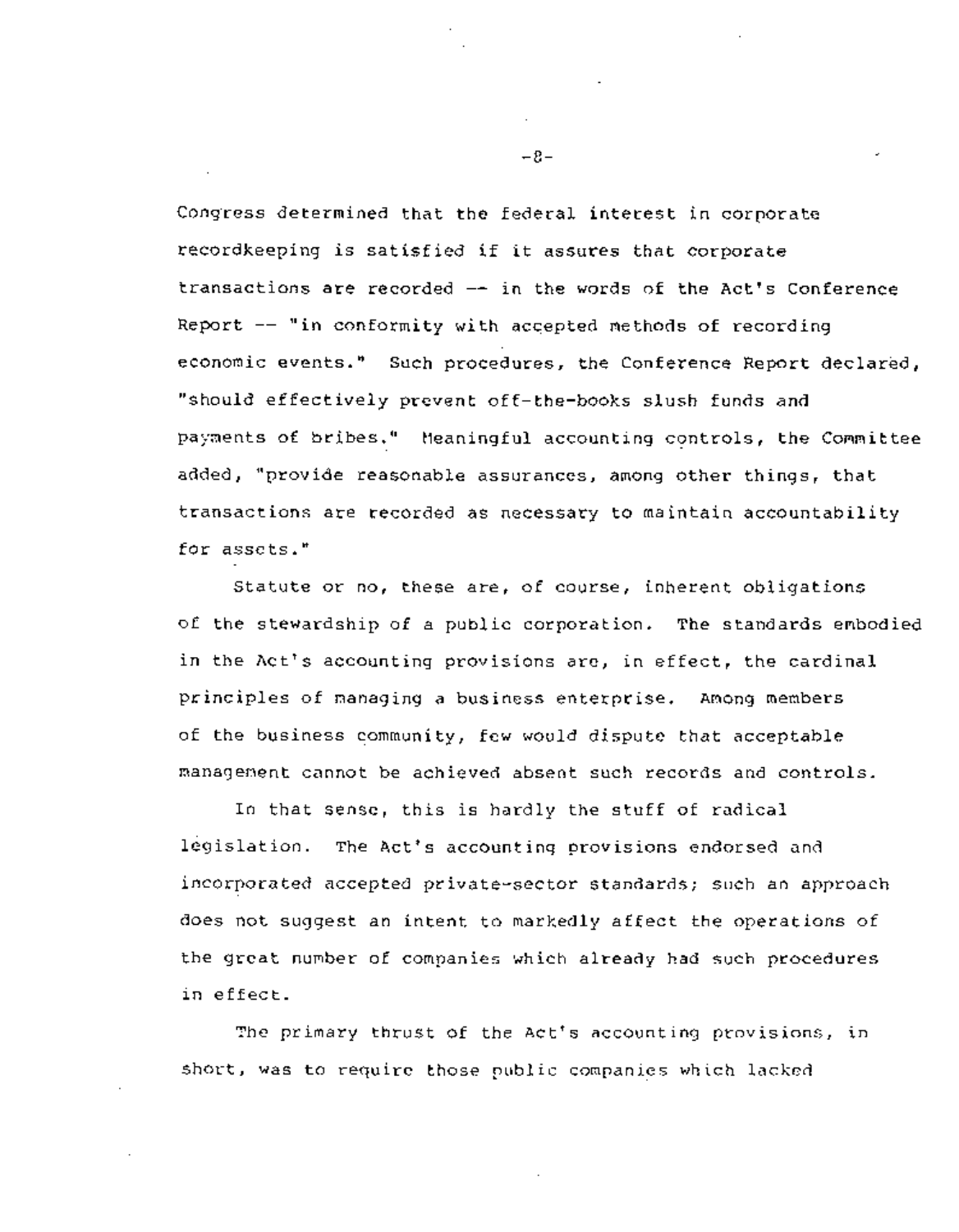Congress determined that the federal interest in corporate recordkeeping is satisfied if it assures that corporate transactions are recorded -- in the words of the Act's Conference Report -- "in conformity with accepted methods of recording economic events." Such procedures, the Conference Report declared, "should effectively prevent off-the-books slush funds and payments of bribes." Meaningful accounting controls, the Committee added, "provide reasonable assurances, among other things, that transactions are recorded as necessary to maintain accountability for assets."

Statute or no, these are, of course, inherent obligations of the stewardship of a public corporation. The standards embodied in the Act's accounting provisions are, in effect, the cardinal principles of managing a business enterprise. Among members of the business community, few would dispute that acceptable management cannot be achieved absent such records and controls.

In that sense, this is hardly the stuff of radical legislation. The Act's accounting provisions endorsed and incorporated accepted private-sector standards; such an approach does not suggest an intent to markedly affect the operations of the great number of companies which already had such procedures in effect.

The primary thrust of the Act's accounting provisions, in short, was to require those public companies which lacked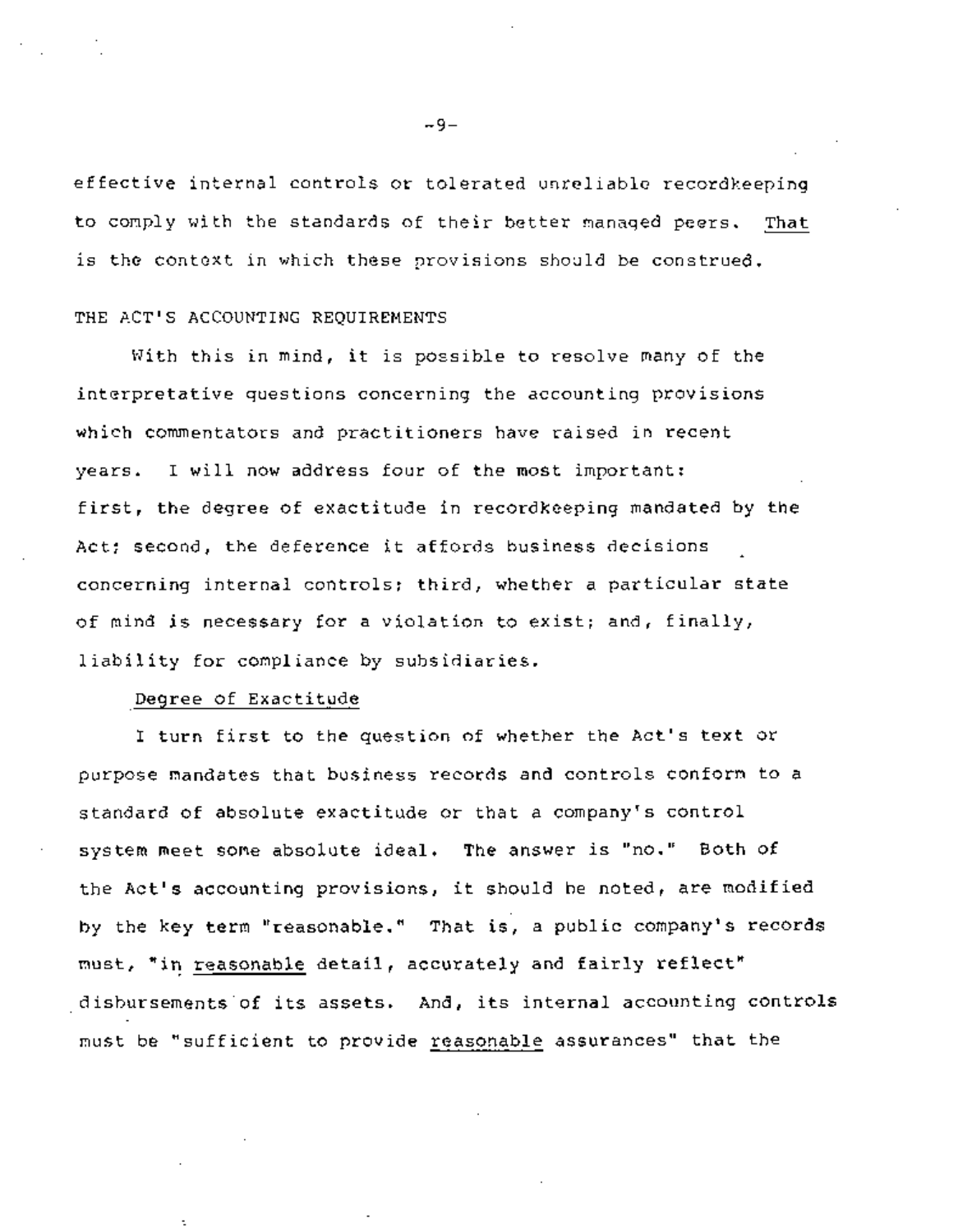effective internal controls or tolerated unreliable recordkeeping to comply with the standards of their better managed peers. <u>That</u> is the context in which these provisions should be construed.

## THE ACT'S ACCOUNTING REQUIREMENTS

With this in mind, it is possible to resolve many of the interpretative questions concerning the accounting provisions which commentators and practitioners have raised in recent years. I will now address four of the most important: first, the degree of exactitude in recordkeeping mandated by the Act; second, the deference it affords business decisions concerning internal controls; third, whether a particular state of mind is necessary for a violation to exist; and, finally, liability for compliance by subsidiaries.

### <u>Degree of Exactitude</u>

I turn first to the question of whether the Act's text or purpose mandates that business records and controls conform to a standard of absolute exactitude or that a company's control system meet some absolute ideal. The answer is "no." Both of the Act's accounting provisions, it should be noted, are modified by the key term "reasonable." That is, a public company's records must, "in <u>reasonable</u> detail, accurately and fairly reflect" disbursements of its assets. And, its internal accounting controls must be "sufficient to provide <u>reasonable</u> assurances" that the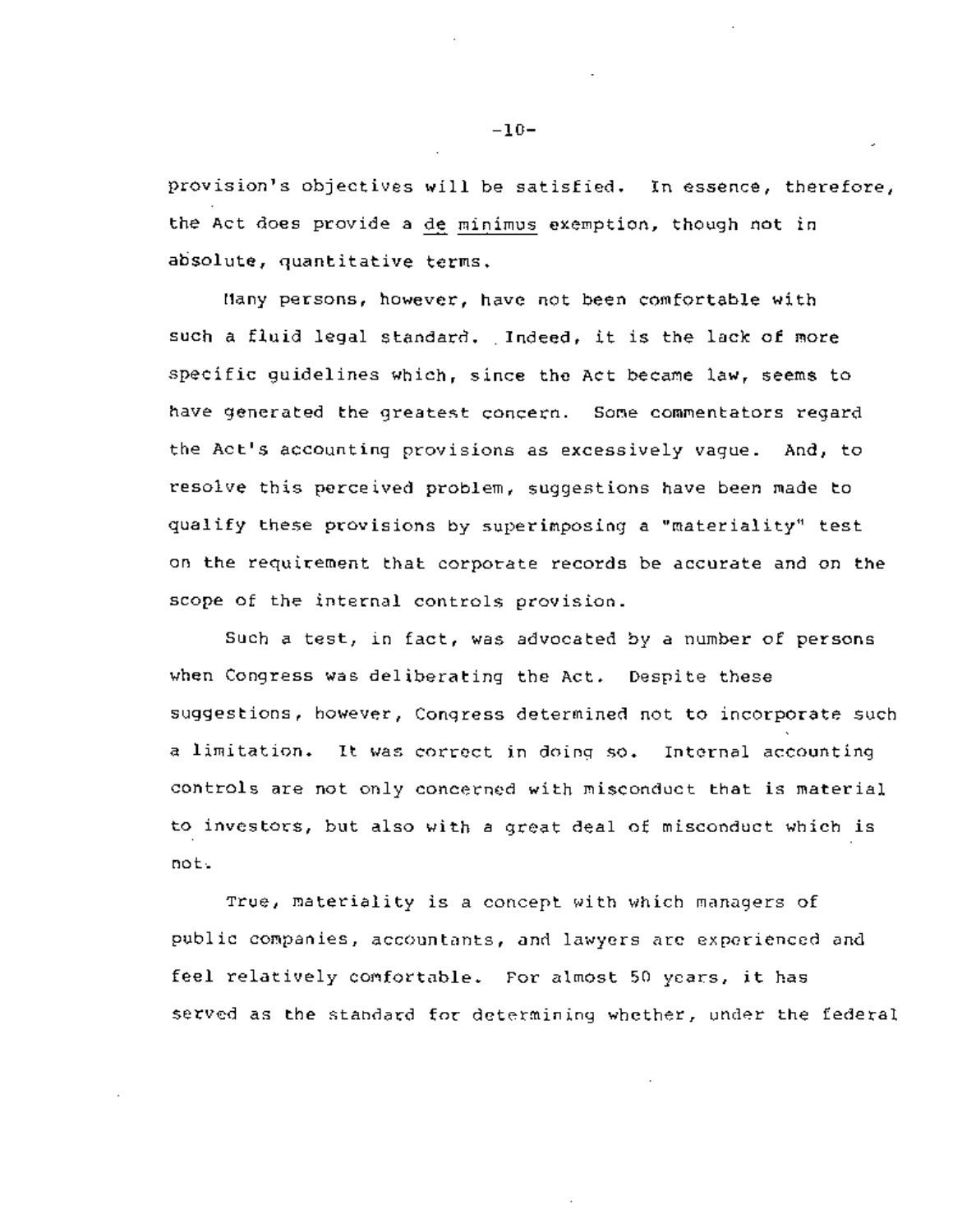provision's objectives will be satisfied. In essence, therefore, the Act does provide a de minimus exemption, though not in absolute, quantitative terms.

Many persons, however, have not been comfortable with such a fluid legal standard. Indeed, it is the lack of more specific guidelines which, since the Act became law, seems to have generated the greatest concern. Some commentators regard the Act's accounting provisions as excessively vague. And, to resolve this perceived problem, suggestions have been made to qualify these provisions by superimposing a "materiality" test on the requirement that corporate records be accurate and on the scope of the internal controls provision.

Such a test, in fact, was advocated by a number of persons when Congress was deliberating the Act. Despite these suggestions, however, Congress determined not to incorporate such a limitation. It was correct in doing so. Internal accounting controls are not only concerned with misconduct that is material to investors, but also with a great deal of misconduct which is not.

True, materiality is a concept with which managers of public companies, accountants, and lawyers are experienced and feel relatively comfortable. For almost 50 years, it has served as the standard for determining whether, under the federal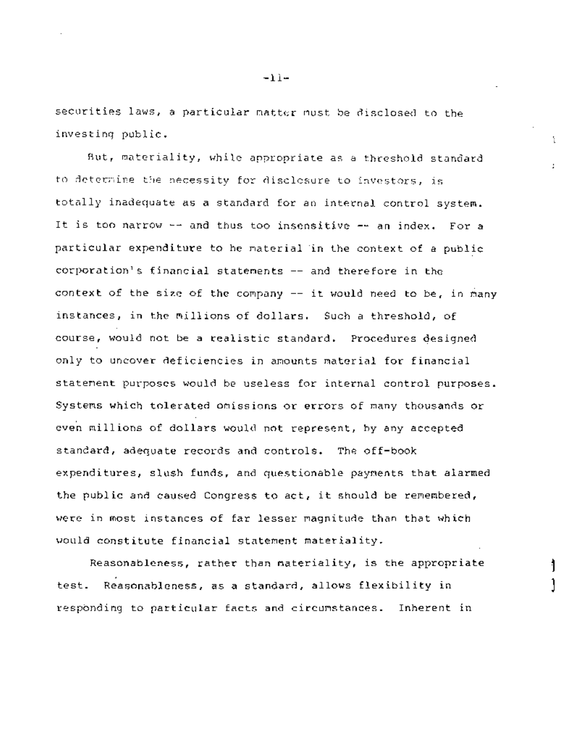securities laws, a particular matter must be disclosed to the investing public.

But, materiality, while appropriate as a threshold standard to determine the necessity for disclosure to investors, is totally inadequate as a standard for an internal control system. It is too narrow -- and thus too insensitive -- an index. For a particular expenditure to be material in the context of a public corporation's financial statements -- and therefore in the context of the size of the company -- it would need to be, in many instances, in the millions of dollars. Such a threshold, of course, would not be a realistic standard. Procedures designed only to uncover deficiencies in amounts material for financial statement purposes would be useless for internal control purposes. Systems which tolerated omissions or errors of many thousands or even millions of dollars would not represent, by any accepted standard, adequate records and controls. The off-book expenditures, slush funds, and questionable payments that alarmed the public and caused Congress to act, it should be remembered, were in most instances of far lesser magnitude than that which would constitute financial statement materiality.

Reasonableness, rather than materiality, is the appropriate test. Reasonableness, as a standard, allows flexibility in responding to particular facts and circumstances. Inherent in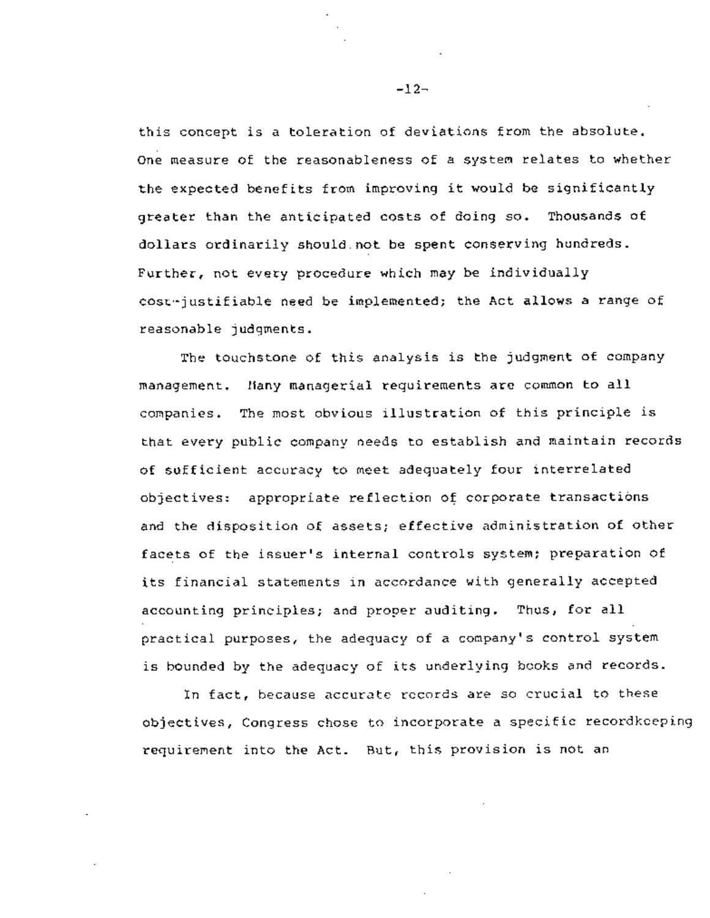this concept is a toleration of deviations from the absolute. One measure of the reasonableness of a system relates to whether the expected benefits from improving it would be significantly greater than the anticipated costs of doing so. Thousands of dollars ordinarily should not be spent conserving hundreds. Further, not every procedure which may be individually cost-justifiable need be implemented; the Act allows a range of reasonable judgments.

The touchstone of this analysis is the judgment of company management. Many managerial requirements are common to all companies. The most obvious illustration of this principle is that every public company needs to establish and maintain records of sufficient accuracy to meet adequately four interrelated objectives: appropriate reflection of corporate transactions and the disposition of assets; effective administration of other facets of the issuer's internal controls system; preparation of its financial statements in accordance with generally accepted accounting principles; and proper auditing. Thus, for all practical purposes, the adequacy of a company's control system is bounded by the adequacy of its underlying books and records.

In fact, because accurate records are so crucial to these objectives, Congress chose to incorporate a specific recordkeeping requirement into the Act. But, this provision is not an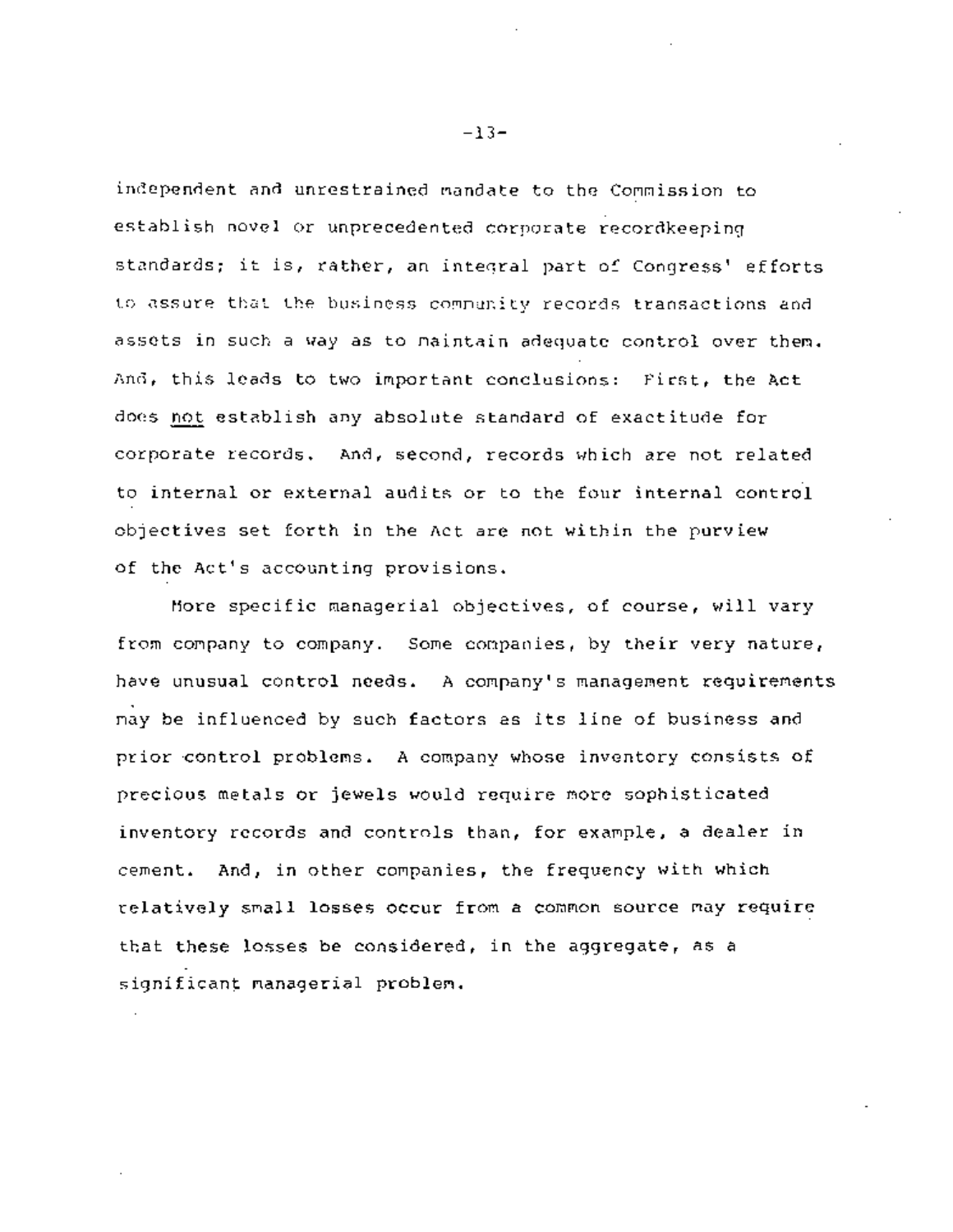independent and unrestrained mandate to the Commission to establish novel or unprecedented corporate recordkeeping standards; it is, rather, an integral part of Congress' efforts to assure that the business community records transactions and assets in such a way as to maintain adequate control over them. And, this leads to two important conclusions: First, the Act does not establish any absolute standard of exactitude for corporate records. And, second, records which are not related to internal or external audits or to the four internal control objectives set forth in the Act are not within the purview of the Act's accounting provisions.

More specific managerial objectives, of course, will vary from company to company. Some companies, by their very nature, have unusual control needs. A company's management requirements may be influenced by such factors as its line of business and prior control problems. A company whose inventory consists of precious metals or jewels would require more sophisticated inventory records and controls than, for example, a dealer in cement. And, in other companies, the frequency with which relatively small losses occur from a common source may require that these losses be considered, in the aggregate, as a significant managerial problem.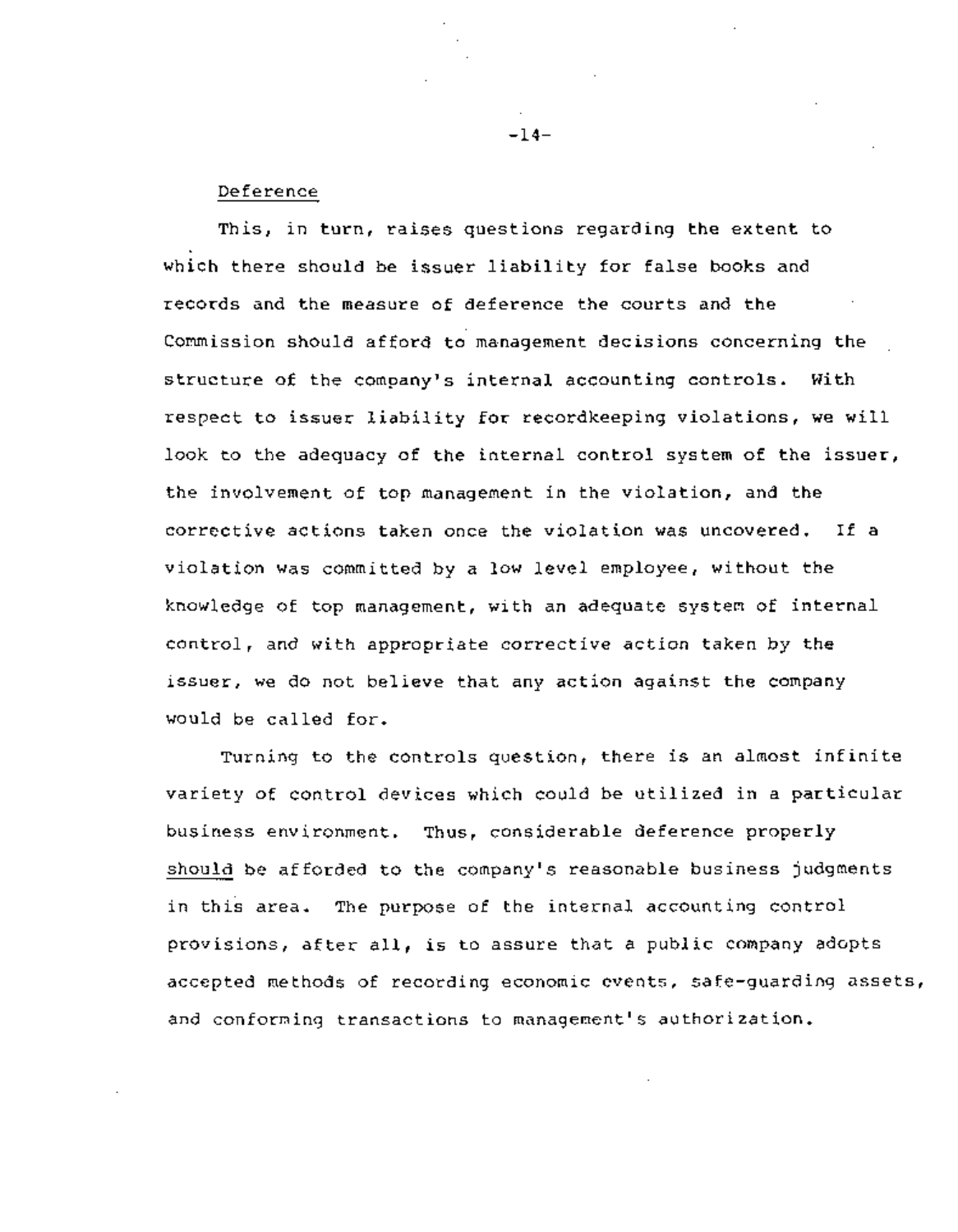Deference

This, in turn, raises questions regarding the extent to which there should be issuer liability for false books and records and the measure of deference the courts and the Commission should afford to management decisions concerning the structure of the company's internal accounting controls. With respect to issuer liability for recordkeeping violations, we will look to the adequacy of the internal control system of the issuer, the involvement of top management in the violation, and the corrective actions taken once the violation was uncovered. If a violation was committed by a low level employee, without the knowledge of top management, with an adequate system of internal control, and with appropriate corrective action taken by the issuer, we do not believe that any action against the company would be called for.

Turning to the controls question, there is an almost infinite variety of control devices which could be utilized in a particular business environment. Thus, considerable deference properly <u>should</u> be afforded to the company's reasonable business judgments in this area. The purpose of the internal accounting control provisions, after all, is to assure that a public company adopts accepted methods of recording economic events, safe-guarding assets, and conforming transactions to management's authorization.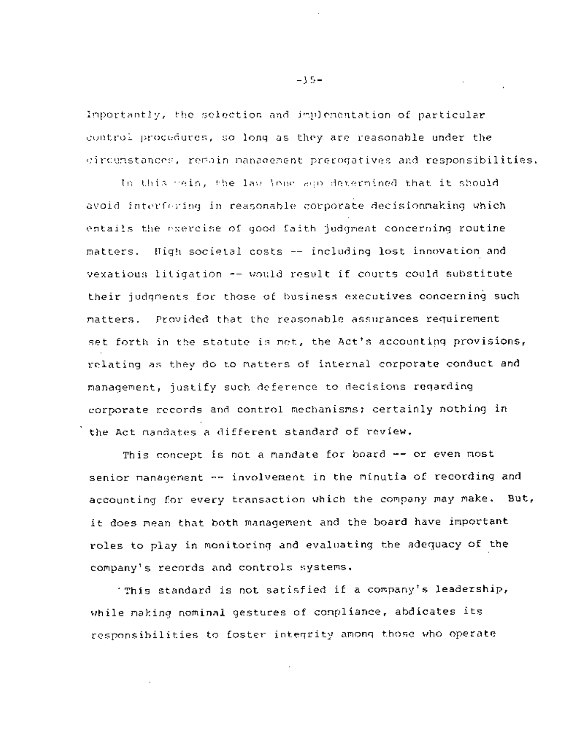Importantly, the selection and implementation of particular control procedures, so long as they are reasonable under the circumstances, remain management prerogatives and responsibilities.

In this vein, the law long ago determined that it should avoid interfering in reasonable corporate decisionmaking which entails the exercise of good faith judgment concerning routine matters. High societal costs -- including lost innovation and vexatious litigation -- would result if courts could substitute their judgments for those of business executives concerning such matters. Provided that the reasonable assurances requirement set forth in the statute is met, the Act's accounting provisions, relating as they do to matters of internal corporate conduct and management, justify such deference to decisions regarding corporate records and control mechanisms; certainly nothing in the Act mandates a different standard of review.

This concept is not a mandate for board -- or even most senior management -- involvement in the minutia of recording and accounting for every transaction which the company may make. But, it does mean that both management and the board have important roles to play in monitoring and evaluating the adequacy of the company's records and controls systems.

This standard is not satisfied if a company's leadership, while making nominal gestures of compliance, abdicates its responsibilities to foster integrity among those who operate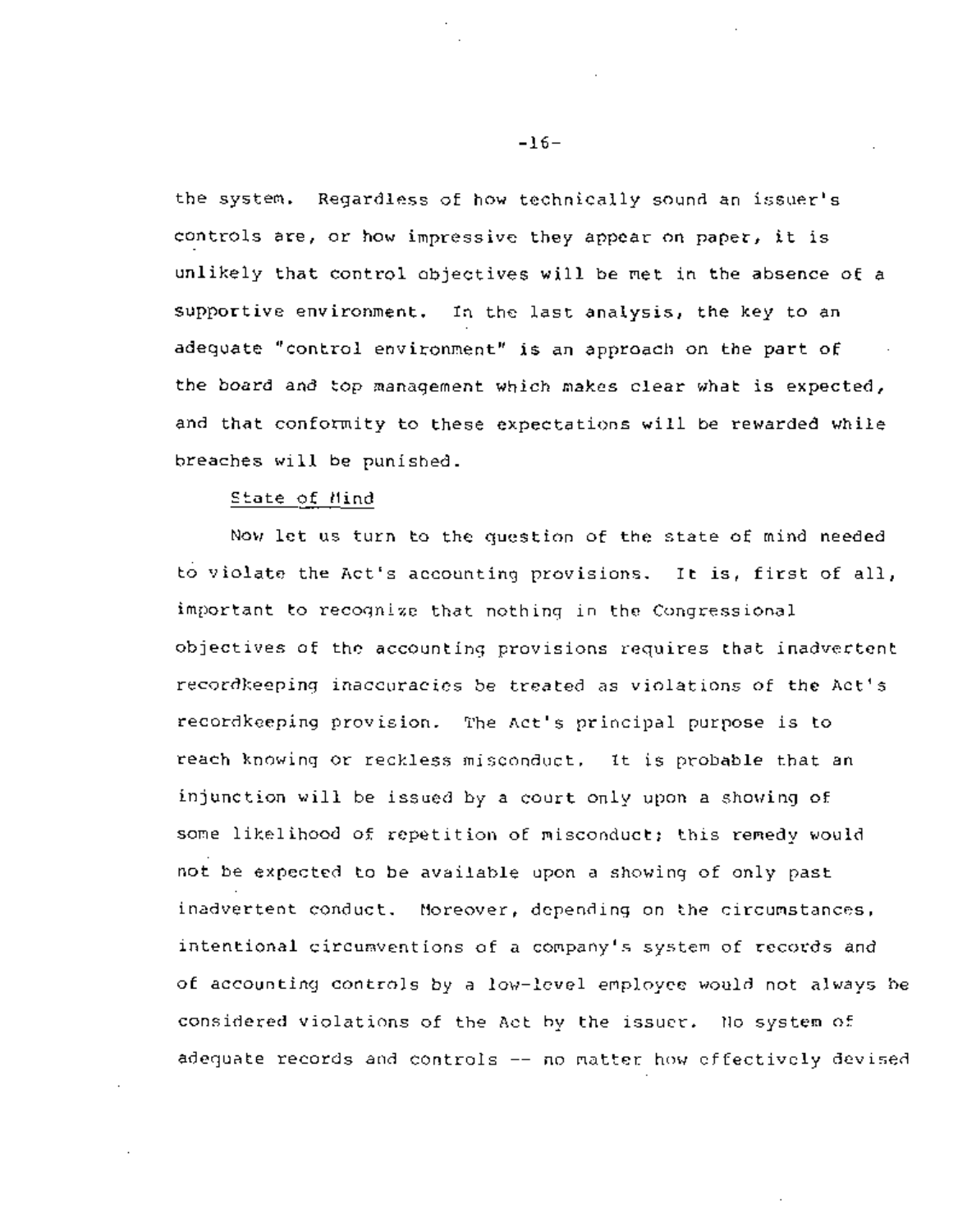the system. Regardless of how technically sound an issuer's controls are, or how impressive they appear on paper, it is unlikely that control objectives will be met in the absence of a supportive environment. In the last analysis, the key to an adequate "control environment" is an approach on the part of the board and top management which makes clear what is expected, and that conformity to these expectations will be rewarded while breaches will be punished.

State of Mind

Now let us turn to the question of the state of mind needed to violate the Act's accounting provisions. It is, first of all, important to recognize that nothing in the Congressional objectives of the accounting provisions requires that inadvertent recordkeeping inaccuracies be treated as violations of the Act's recordkeeping provision. The Act's principal purpose is to reach knowing or reckless misconduct. It is probable that an injunction will be issued by a court only upon a showing of some likelihood of repetition of misconduct; this remedy would not be expected to be available upon a showing of only past inadvertent conduct. Moreover, depending on the circumstances, intentional circumventions of a company's system of records and of accounting controls by a low-level employee would not always be considered violations of the Act by the issuer. No system of adequate records and controls -- no matter how effectively devised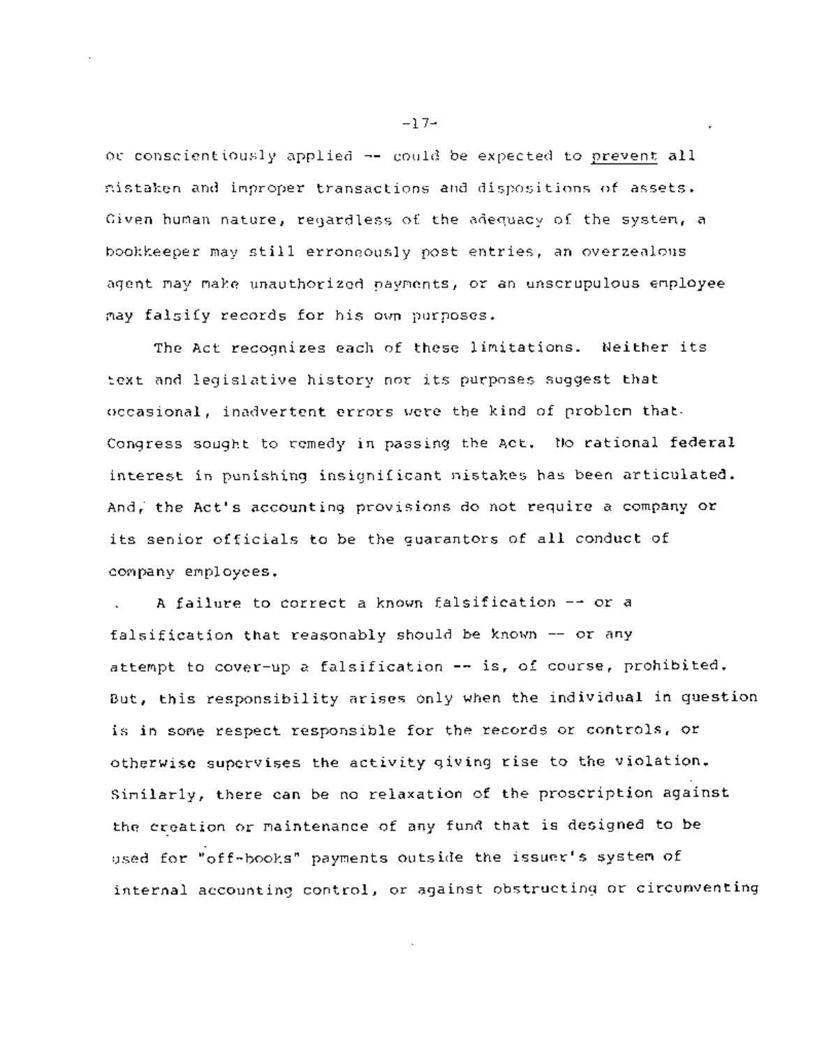or conscientiously applied -- could be expected to prevent all mistaken and improper transactions and dispositions of assets. Given human nature, regardless of the adequacy of the system, a bookkeeper may still erroneously post entries, an overzealous agent may make unauthorized payments, or an unscrupulous employee may falsify records for his own purposes.

The Act recognizes each of these limitations. Neither its text and legislative history nor its purposes suggest that occasional, inadvertent errors were the kind of problem that Congress sought to remedy in passing the Act. No rational federal interest in punishing insignificant mistakes has been articulated. And, the Act's accounting provisions do not require a company or its senior officials to be the guarantors of all conduct of company employees.

A failure to correct a known falsification -- or a falsification that reasonably should be known -- or any attempt to cover-up a falsification -- is, of course, prohibited. But, this responsibility arises only when the individual in question is in some respect responsible for the records or controls, or otherwise supervises the activity giving rise to the violation. Similarly, there can be no relaxation of the proscription against the creation or maintenance of any fund that is designed to be used for "off-books" payments outside the issuer's system of internal accounting control, or against obstructing or circumventing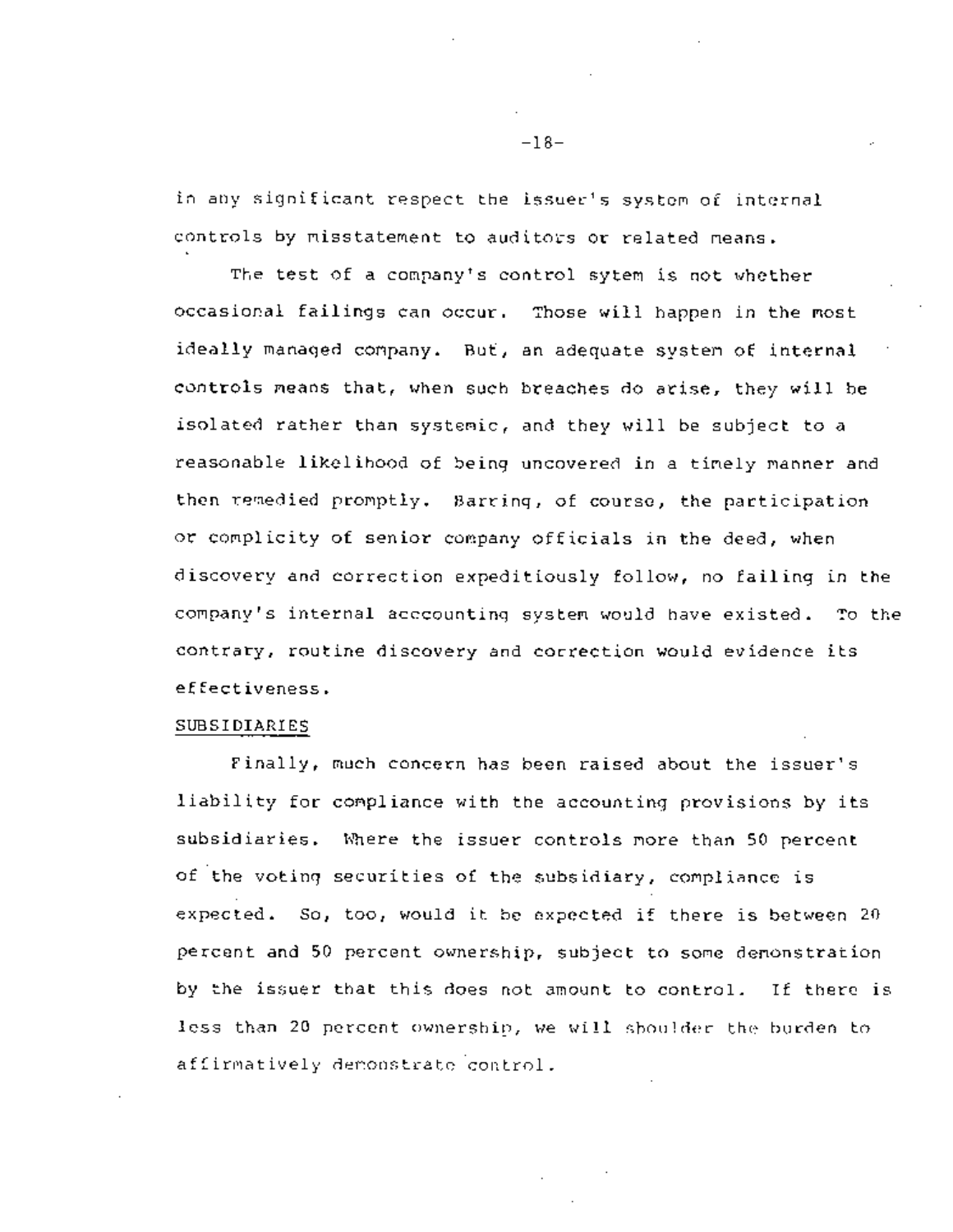in any significant respect the issuer's system of internal controls by misstatement to auditors or related means.

The test of a company's control sytem is not whether occasional failings can occur. Those will happen in the most ideally managed company. But, an adequate system of internal controls means that, when such breaches do arise, they will be isolated rather than systemic, and they will be subject to a reasonable likelihood of being uncovered in a timely manner and then remedied promptly. Barring, of course, the participation or complicity of senior company officials in the deed, when discovery and correction expeditiously follow, no failing in the company's internal acccounting system would have existed. To the contrary, routine discovery and correction would evidence its effectiveness.

SUBSIDIARIES

Finally, much concern has been raised about the issuer's liability for compliance with the accounting provisions by its subsidiaries. Where the issuer controls more than 50 percent of the voting securities of the subsidiary, compliance is expected. So, too, would it be expected if there is between 20 percent and 50 percent ownership, subject to some demonstration by the issuer that this does not amount to control. If there is less than 20 percent ownership, we will shoulder the burden to affirmatively demonstrate control.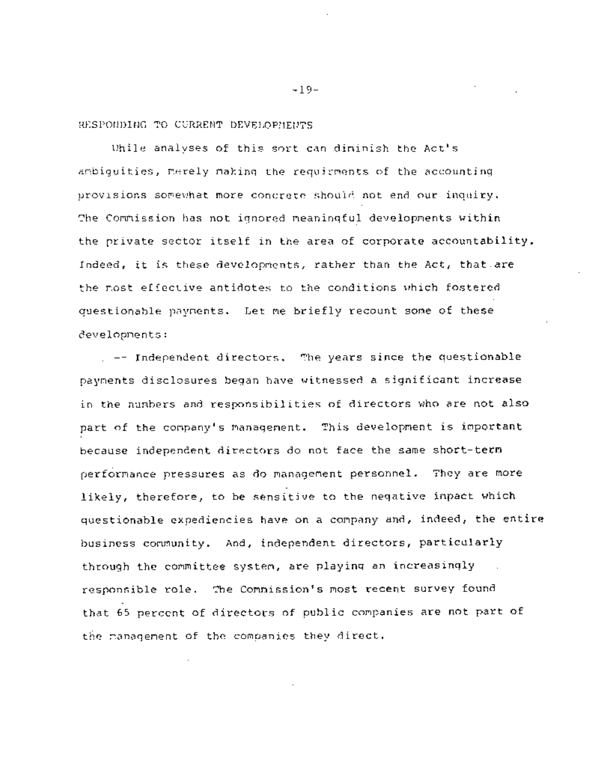## RESPONDING TO CURRENT DEVELOPMENTS

While analyses of this sort can diminish the Act's ambiguities, merely making the requirements of the accounting provisions somewhat more concrete should not end our inquiry. The Commission has not ignored meaningful developments within the private sector itself in the area of corporate accountability. Indeed, it is these developments, rather than the Act, that are the most effective antidotes to the conditions which fostered questionable payments. Let me briefly recount some of these developments:

-- Independent directors. The years since the questionable payments disclosures began have witnessed a significant increase in the numbers and responsibilities of directors who are not also part of the company's management. This development is important because independent directors do not face the same short-term performance pressures as do management personnel. They are more likely, therefore, to be sensitive to the negative impact which questionable expediencies have on a company and, indeed, the entire business community. And, independent directors, particularly through the committee system, are playing an increasingly responsible role. The Commission's most recent survey found that 65 percent of directors of public companies are not part of the management of the companies they direct.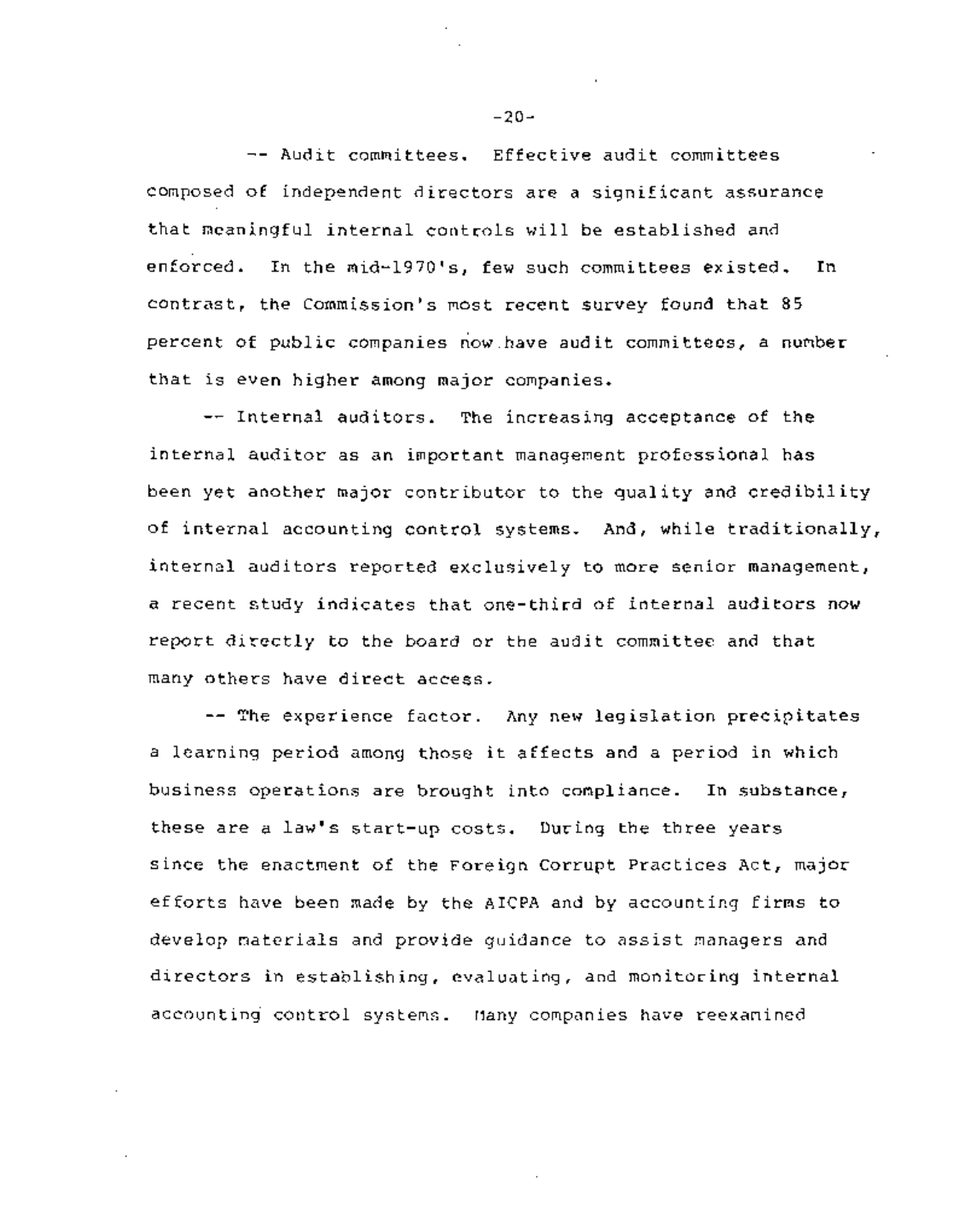-- Audit committees. Effective audit committees composed of independent directors are a significant assurance that meaningful internal controls will be established and enforced. In the mid-1970's, few such committees existed. In contrast, the Commission's most recent survey found that 85 percent of public companies now have audit committees, a number that is even higher among major companies.

-- Internal auditors. The increasing acceptance of the internal auditor as an important management professional has been yet another major contributor to the quality and credibility of internal accounting control systems. And, while traditionally, internal auditors reported exclusively to more senior management, a recent study indicates that one-third of internal auditors now report directly to the board or the audit committee and that many others have direct access.

-- The experience factor. Any new legislation precipitates a learning period among those it affects and a period in which business operations are brought into compliance. In substance, these are a law's start-up costs. During the three years since the enactment of the Foreign Corrupt Practices Act, major efforts have been made by the AICPA and by accounting firms to develop materials and provide guidance to assist managers and directors in establishing, evaluating, and monitoring internal accounting control systems. Many companies have reexamined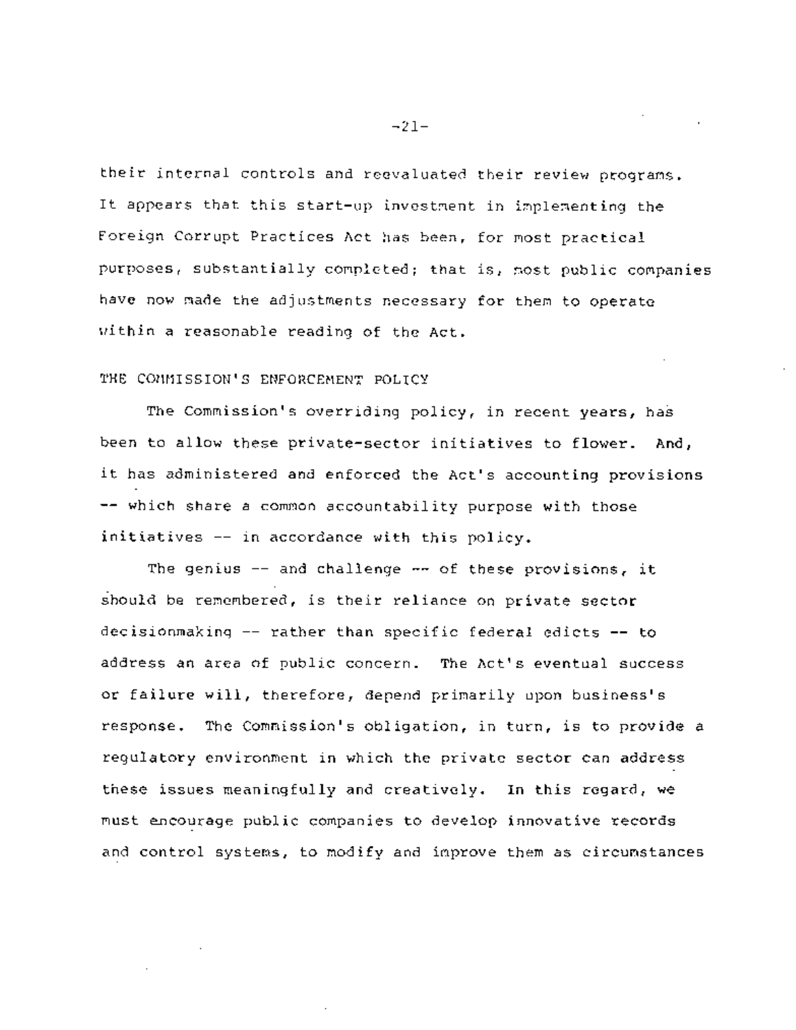their internal controls and reevaluated their review programs. It appears that this start-up investment in implementing the Foreign Corrupt Practices Act has been, for most practical purposes, substantially completed; that is, most public companies have now made the adjustments necessary for them to operate within a reasonable reading of the Act.

## THE COMMISSION'S ENFORCEMENT POLICY

The Commission's overriding policy, in recent years, has been to allow these private-sector initiatives to flower. And, it has administered and enforced the Act's accounting provisions -- which share a common accountability purpose with those initiatives -- in accordance with this policy.

The genius -- and challenge -- of these provisions, it should be remembered, is their reliance on private sector decisionmaking -- rather than specific federal edicts -- to address an area of public concern. The Act's eventual success or failure will, therefore, depend primarily upon business's response. The Commission's obligation, in turn, is to provide a regulatory environment in which the private sector can address these issues meaningfully and creatively. In this regard, we must encourage public companies to develop innovative records and control systems, to modify and improve them as circumstances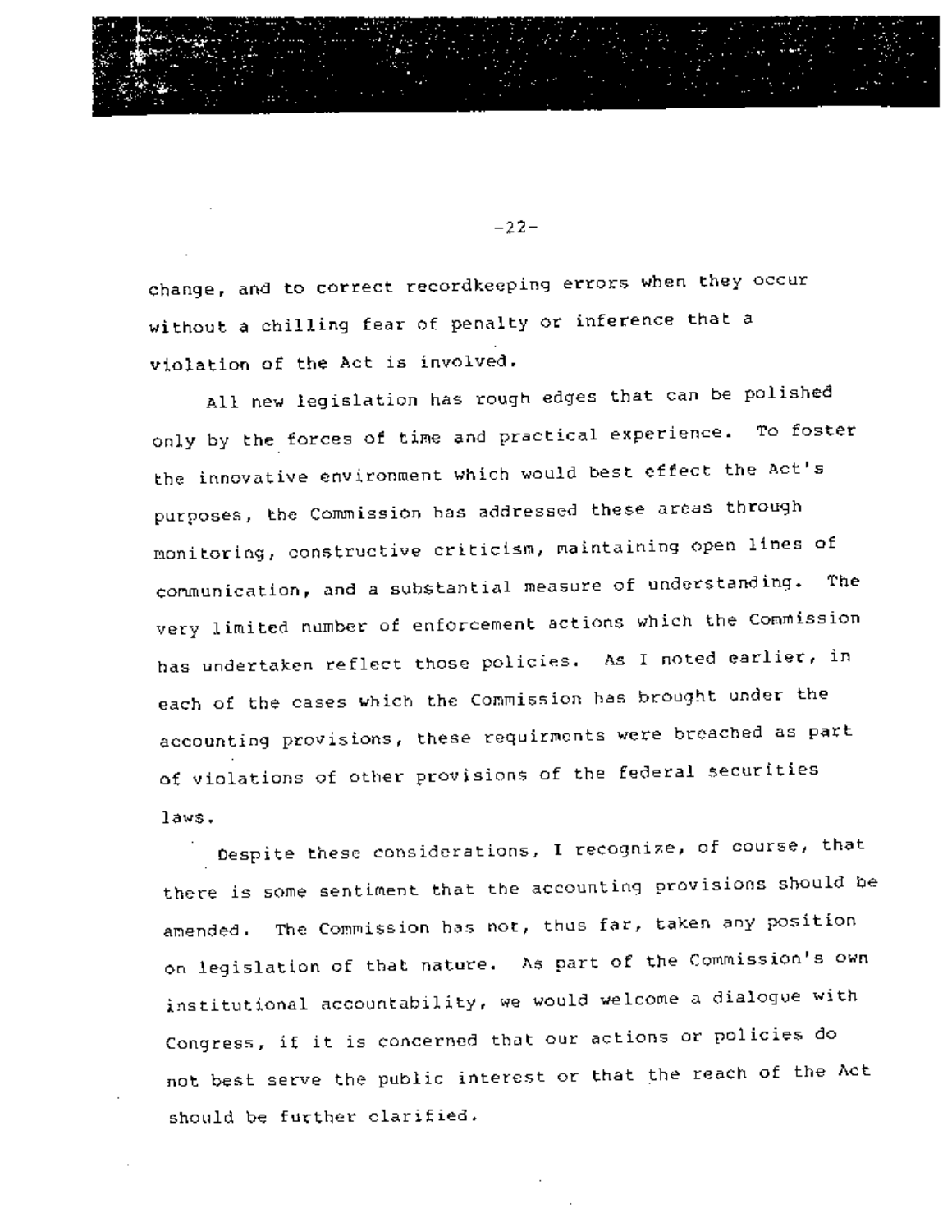change, and to correct recordkeeping errors when they occur without a chilling fear of penalty or inference that a violation of the Act is involved.

All new legislation has rough edges that can be polished only by the forces of time and practical experience. To foster the innovative environment which would best effect the Act's purposes, the Commission has addressed these areas through monitoring, constructive criticism, maintaining open lines of communication, and a substantial measure of understanding. The very limited number of enforcement actions which the Commission has undertaken reflect those policies. As I noted earlier, in each of the cases which the Commission has brought under the accounting provisions, these requirments were breached as part of violations of other provisions of the federal securities laws.

Despite these considerations, I recognize, of course, that there is some sentiment that the accounting provisions should be amended. The Commission has not, thus far, taken any position on legislation of that nature. As part of the Commission's own institutional accountability, we would welcome a dialogue with Congress, if it is concerned that our actions or policies do not best serve the public interest or that the reach of the Act should be further clarified.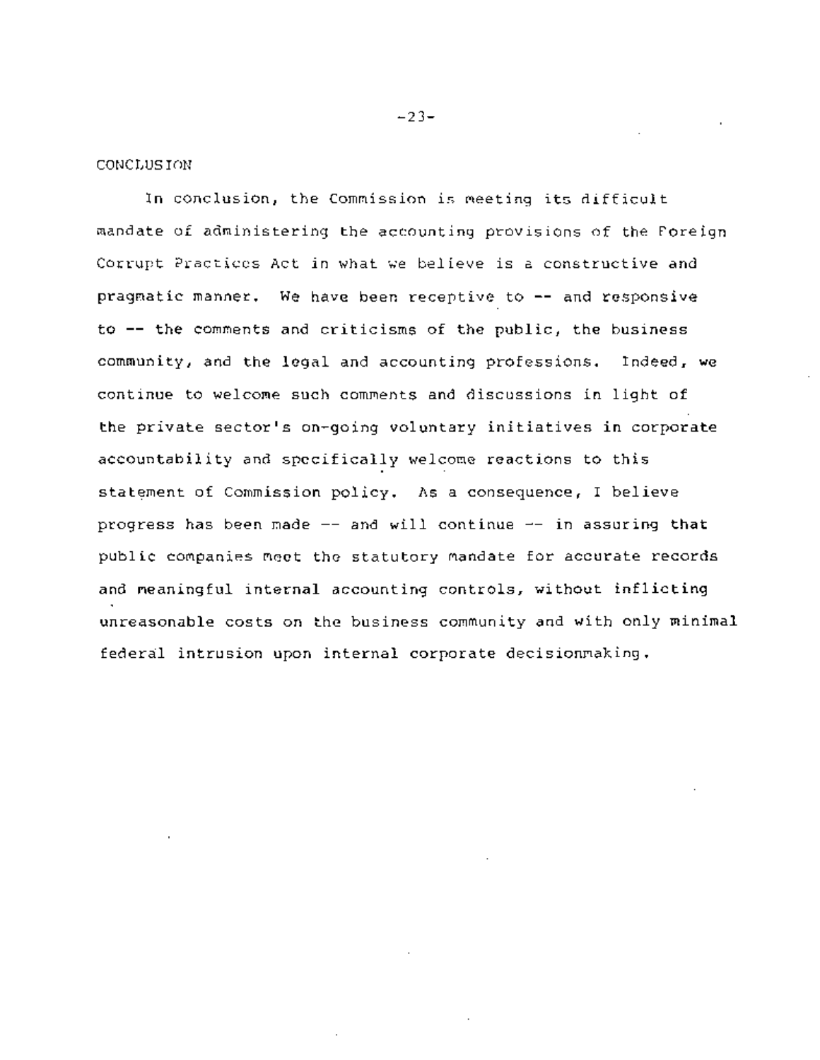## CONCLUSION

In conclusion, the Commission is meeting its difficult mandate of administering the accounting provisions of the Foreign Corrupt Practices Act in what we believe is a constructive and pragmatic manner. We have been receptive to -- and responsive to -- the comments and criticisms of the public, the business community, and the legal and accounting professions. Indeed, we continue to welcome such comments and discussions in light of the private sector's on-going voluntary initiatives in corporate accountability and specifically welcome reactions to this statement of Commission policy. As a consequence, I believe progress has been made -- and will continue -- in assuring that public companies meet the statutory mandate for accurate records and meaningful internal accounting controls, without inflicting unreasonable costs on the business community and with only minimal federal intrusion upon internal corporate decisionmaking.